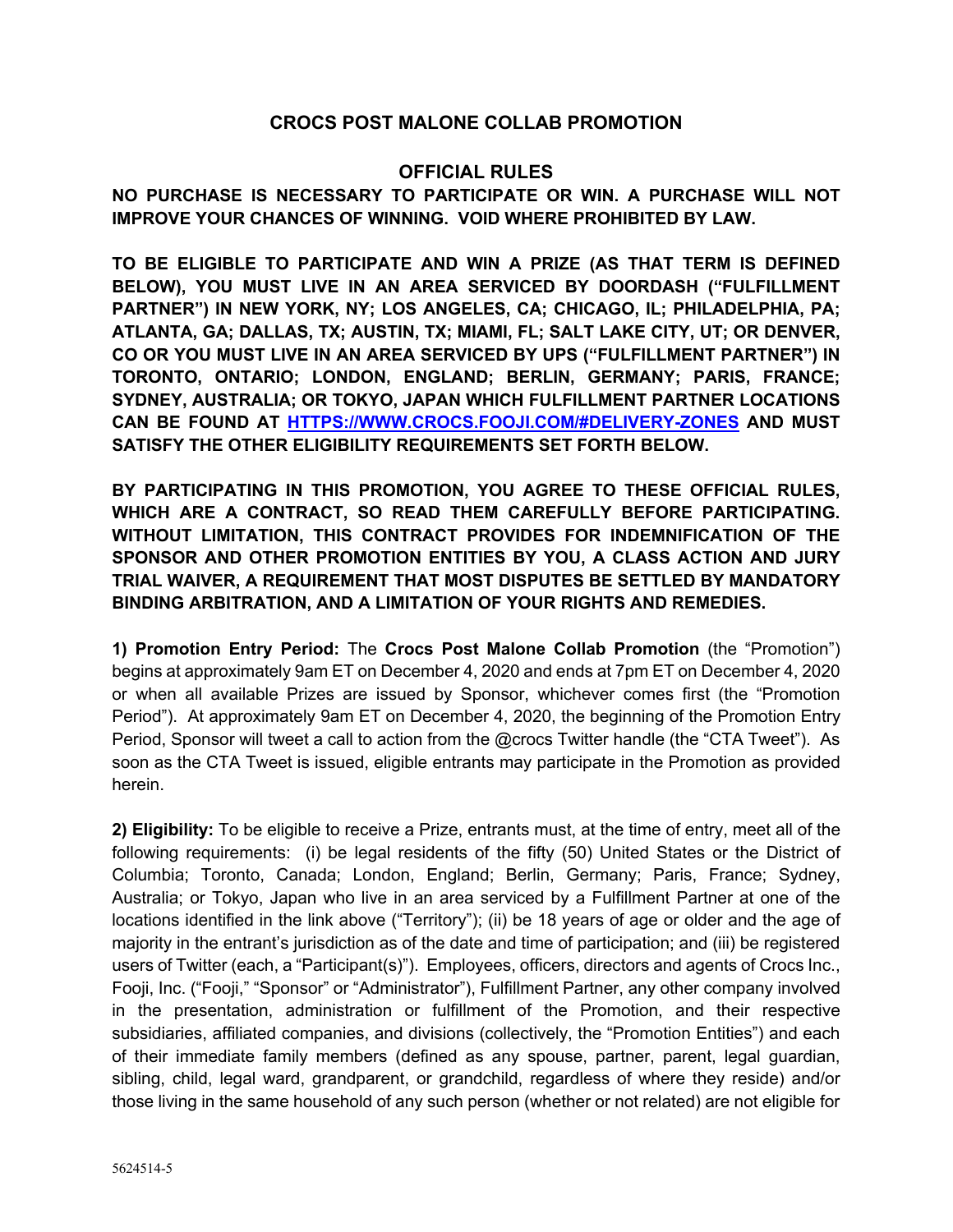# CROCS POST MALONE COLLAB PROMOTION

## OFFICIAL RULES

**NO PURCHASE IS NECESSARY TO PARTICIPATE OR WIN. A PURCHASE WILL NOT IMPROVE YOUR CHANCES OF WINNING. VOID WHERE PROHIBITED BY LAW.**

**TO BE ELIGIBLE TO PARTICIPATE AND WIN A PRIZE (AS THAT TERM IS DEFINED BELOW), YOU MUST LIVE IN AN AREA SERVICED BY DOORDASH ("FULFILLMENT PARTNER") IN NEW YORK, NY; LOS ANGELES, CA; CHICAGO, IL; PHILADELPHIA, PA; ATLANTA, GA; DALLAS, TX; AUSTIN, TX; MIAMI, FL; SALT LAKE CITY, UT; OR DENVER, CO OR YOU MUST LIVE IN AN AREA SERVICED BY UPS ("FULFILLMENT PARTNER") IN TORONTO, ONTARIO; LONDON, ENGLAND; BERLIN, GERMANY; PARIS, FRANCE; SYDNEY, AUSTRALIA; OR TOKYO, JAPAN WHICH FULFILLMENT PARTNER LOCATIONS CAN BE FOUND AT [HTTPS://WWW.CROCS.FOOJI.COM/#DELIVERY-ZONES](HTTPS://WWW.CROCS.FOOJI.COM/#DELIVERY-ZONES) AND MUST SATISFY THE OTHER ELIGIBILITY REQUIREMENTS SET FORTH BELOW.**

**BY PARTICIPATING IN THIS PROMOTION, YOU AGREE TO THESE OFFICIAL RULES, WHICH ARE A CONTRACT, SO READ THEM CAREFULLY BEFORE PARTICIPATING. WITHOUT LIMITATION, THIS CONTRACT PROVIDES FOR INDEMNIFICATION OF THE SPONSOR AND OTHER PROMOTION ENTITIES BY YOU, A CLASS ACTION AND JURY TRIAL WAIVER, A REQUIREMENT THAT MOST DISPUTES BE SETTLED BY MANDATORY BINDING ARBITRATION, AND A LIMITATION OF YOUR RIGHTS AND REMEDIES.**

**1) Promotion Entry Period:** The **Crocs Post Malone Collab Promotion** (the "Promotion") begins at approximately 9am ET on December 4, 2020 and ends at 7pm ET on December 4, 2020 or when all available Prizes are issued by Sponsor, whichever comes first (the "Promotion Period"). At approximately 9am ET on December 4, 2020, the beginning of the Promotion Entry Period, Sponsor will tweet a call to action from the @crocs Twitter handle (the "CTA Tweet"). As soon as the CTA Tweet is issued, eligible entrants may participate in the Promotion as provided herein.

**2) Eligibility:** To be eligible to receive a Prize, entrants must, at the time of entry, meet all of the following requirements: (i) be legal residents of the fifty (50) United States or the District of Columbia; Toronto, Canada; London, England; Berlin, Germany; Paris, France; Sydney, Australia; or Tokyo, Japan who live in an area serviced by a Fulfillment Partner at one of the locations identified in the link above ("Territory"); (ii) be 18 years of age or older and the age of majority in the entrant's jurisdiction as of the date and time of participation; and (iii) be registered users of Twitter (each, a "Participant(s)"). Employees, officers, directors and agents of Crocs Inc., Fooji, Inc. ("Fooji," "Sponsor" or "Administrator"), Fulfillment Partner, any other company involved in the presentation, administration or fulfillment of the Promotion, and their respective subsidiaries, affiliated companies, and divisions (collectively, the "Promotion Entities") and each of their immediate family members (defined as any spouse, partner, parent, legal guardian, sibling, child, legal ward, grandparent, or grandchild, regardless of where they reside) and/or those living in the same household of any such person (whether or not related) are not eligible for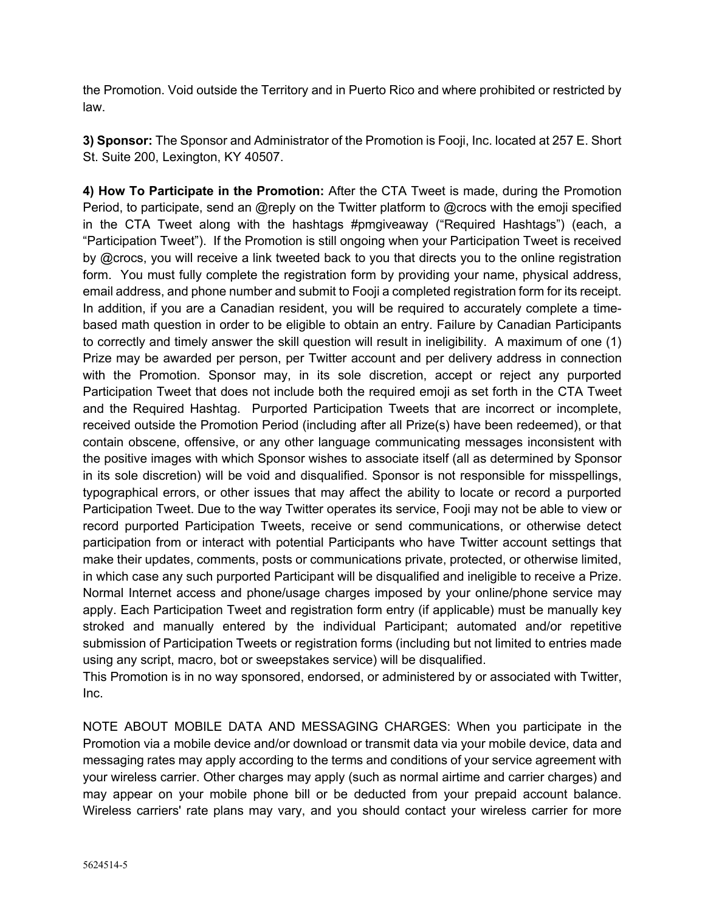the Promotion. Void outside the Territory and in Puerto Rico and where prohibited or restricted by law.

**3) Sponsor:** The Sponsor and Administrator of the Promotion is Fooji, Inc. located at 257 E. Short St. Suite 200, Lexington, KY 40507.

**4) How To Participate in the Promotion:** After the CTA Tweet is made, during the Promotion Period, to participate, send an @reply on the Twitter platform to @crocs with the emoji specified in the CTA Tweet along with the hashtags #pmgiveaway ("Required Hashtags") (each, a "Participation Tweet"). If the Promotion is still ongoing when your Participation Tweet is received by @crocs, you will receive a link tweeted back to you that directs you to the online registration form. You must fully complete the registration form by providing your name, physical address, email address, and phone number and submit to Fooji a completed registration form for its receipt. In addition, if you are a Canadian resident, you will be required to accurately complete a time-based math question in order to be eligible to obtain an entry. Failure by Canadian Participants to correctly and timely answer the skill question will result in ineligibility. A maximum of one (1) Prize may be awarded per person, per Twitter account and per delivery address in connection with the Promotion. Sponsor may, in its sole discretion, accept or reject any purported Participation Tweet that does not include both the required emoji as set forth in the CTA Tweet and the Required Hashtag. Purported Participation Tweets that are incorrect or incomplete, received outside the Promotion Period (including after all Prize(s) have been redeemed), or that contain obscene, offensive, or any other language communicating messages inconsistent with the positive images with which Sponsor wishes to associate itself (all as determined by Sponsor in its sole discretion) will be void and disqualified. Sponsor is not responsible for misspellings, typographical errors, or other issues that may affect the ability to locate or record a purported Participation Tweet. Due to the way Twitter operates its service, Fooji may not be able to view or record purported Participation Tweets, receive or send communications, or otherwise detect participation from or interact with potential Participants who have Twitter account settings that make their updates, comments, posts or communications private, protected, or otherwise limited, in which case any such purported Participant will be disqualified and ineligible to receive a Prize. Normal Internet access and phone/usage charges imposed by your online/phone service may apply. Each Participation Tweet and registration form entry (if applicable) must be manually key stroked and manually entered by the individual Participant; automated and/or repetitive submission of Participation Tweets or registration forms (including but not limited to entries made using any script, macro, bot or sweepstakes service) will be disqualified.
This Promotion is in no way sponsored, endorsed, or administered by or associated with Twitter, Inc.

NOTE ABOUT MOBILE DATA AND MESSAGING CHARGES: When you participate in the Promotion via a mobile device and/or download or transmit data via your mobile device, data and messaging rates may apply according to the terms and conditions of your service agreement with your wireless carrier. Other charges may apply (such as normal airtime and carrier charges) and may appear on your mobile phone bill or be deducted from your prepaid account balance. Wireless carriers' rate plans may vary, and you should contact your wireless carrier for more

5624514-5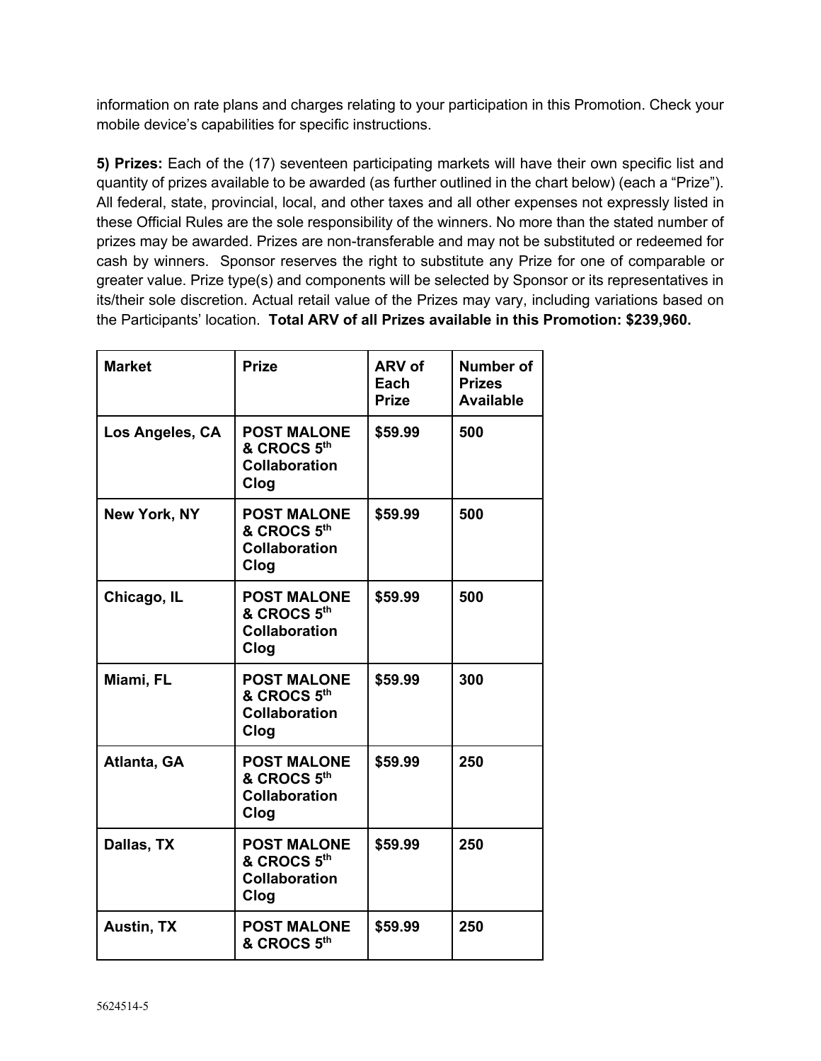information on rate plans and charges relating to your participation in this Promotion. Check your mobile device's capabilities for specific instructions.

**5) Prizes:** Each of the (17) seventeen participating markets will have their own specific list and quantity of prizes available to be awarded (as further outlined in the chart below) (each a "Prize"). All federal, state, provincial, local, and other taxes and all other expenses not expressly listed in these Official Rules are the sole responsibility of the winners. No more than the stated number of prizes may be awarded. Prizes are non-transferable and may not be substituted or redeemed for cash by winners. Sponsor reserves the right to substitute any Prize for one of comparable or greater value. Prize type(s) and components will be selected by Sponsor or its representatives in its/their sole discretion. Actual retail value of the Prizes may vary, including variations based on the Participants' location. **Total ARV of all Prizes available in this Promotion: $239,960.**

| Market | Prize | ARV of Each Prize | Number of Prizes Available |
|---|---|---|---|
| **Los Angeles, CA** | **POST MALONE & CROCS 5th Collaboration Clog** | **$59.99** | **500** |
| **New York, NY** | **POST MALONE & CROCS 5th Collaboration Clog** | **$59.99** | **500** |
| **Chicago, IL** | **POST MALONE & CROCS 5th Collaboration Clog** | **$59.99** | **500** |
| **Miami, FL** | **POST MALONE & CROCS 5th Collaboration Clog** | **$59.99** | **300** |
| **Atlanta, GA** | **POST MALONE & CROCS 5th Collaboration Clog** | **$59.99** | **250** |
| **Dallas, TX** | **POST MALONE & CROCS 5th Collaboration Clog** | **$59.99** | **250** |
| **Austin, TX** | **POST MALONE & CROCS 5th** | **$59.99** | **250** |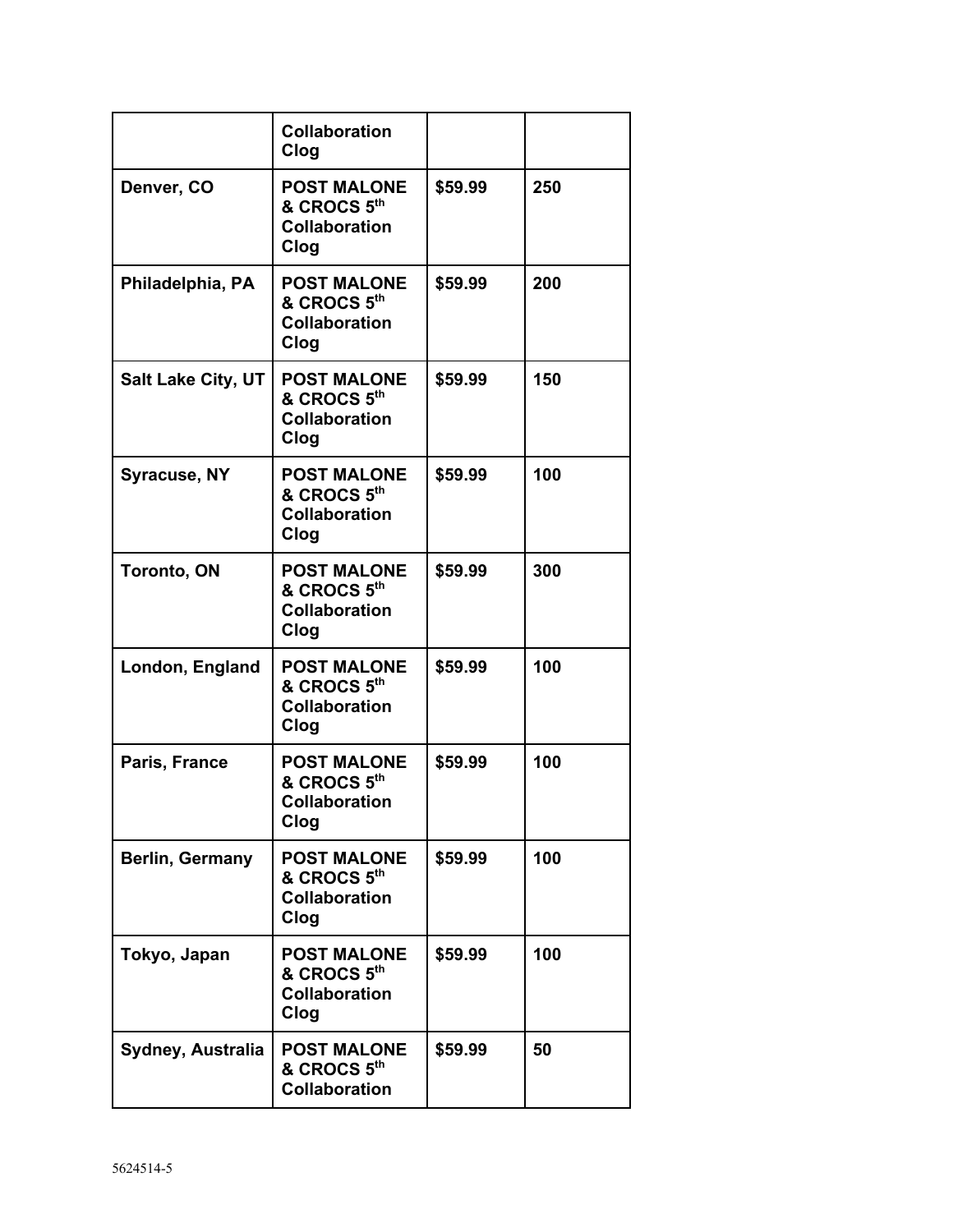| | Collaboration Clog | | |
|---|---|---|---|
| **Denver, CO** | **POST MALONE & CROCS 5th Collaboration Clog** | **$59.99** | **250** |
| **Philadelphia, PA** | **POST MALONE & CROCS 5th Collaboration Clog** | **$59.99** | **200** |
| **Salt Lake City, UT** | **POST MALONE & CROCS 5th Collaboration Clog** | **$59.99** | **150** |
| **Syracuse, NY** | **POST MALONE & CROCS 5th Collaboration Clog** | **$59.99** | **100** |
| **Toronto, ON** | **POST MALONE & CROCS 5th Collaboration Clog** | **$59.99** | **300** |
| **London, England** | **POST MALONE & CROCS 5th Collaboration Clog** | **$59.99** | **100** |
| **Paris, France** | **POST MALONE & CROCS 5th Collaboration Clog** | **$59.99** | **100** |
| **Berlin, Germany** | **POST MALONE & CROCS 5th Collaboration Clog** | **$59.99** | **100** |
| **Tokyo, Japan** | **POST MALONE & CROCS 5th Collaboration Clog** | **$59.99** | **100** |
| **Sydney, Australia** | **POST MALONE & CROCS 5th Collaboration** | **$59.99** | **50** |

5624514-5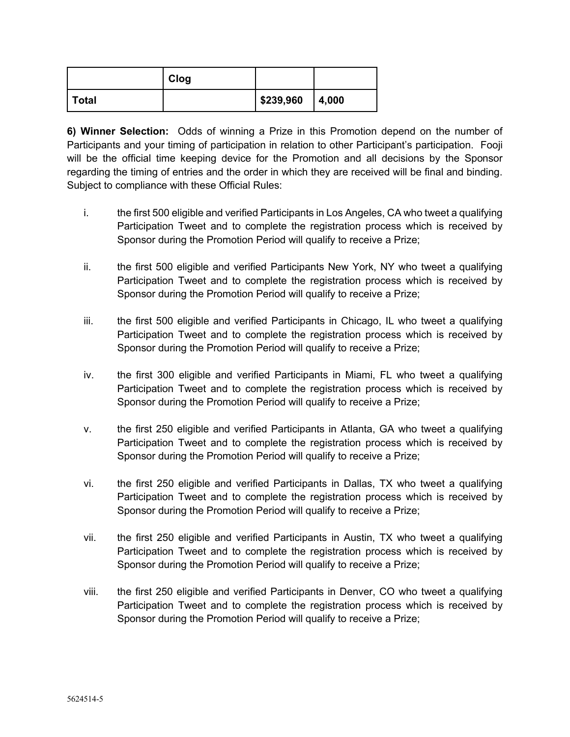| | Clog | | |
|---|---|---|---|
| **Total** | | **$239,960** | **4,000** |

**6) Winner Selection:** Odds of winning a Prize in this Promotion depend on the number of Participants and your timing of participation in relation to other Participant's participation. Fooji will be the official time keeping device for the Promotion and all decisions by the Sponsor regarding the timing of entries and the order in which they are received will be final and binding. Subject to compliance with these Official Rules:

i. the first 500 eligible and verified Participants in Los Angeles, CA who tweet a qualifying Participation Tweet and to complete the registration process which is received by Sponsor during the Promotion Period will qualify to receive a Prize;

ii. the first 500 eligible and verified Participants New York, NY who tweet a qualifying Participation Tweet and to complete the registration process which is received by Sponsor during the Promotion Period will qualify to receive a Prize;

iii. the first 500 eligible and verified Participants in Chicago, IL who tweet a qualifying Participation Tweet and to complete the registration process which is received by Sponsor during the Promotion Period will qualify to receive a Prize;

iv. the first 300 eligible and verified Participants in Miami, FL who tweet a qualifying Participation Tweet and to complete the registration process which is received by Sponsor during the Promotion Period will qualify to receive a Prize;

v. the first 250 eligible and verified Participants in Atlanta, GA who tweet a qualifying Participation Tweet and to complete the registration process which is received by Sponsor during the Promotion Period will qualify to receive a Prize;

vi. the first 250 eligible and verified Participants in Dallas, TX who tweet a qualifying Participation Tweet and to complete the registration process which is received by Sponsor during the Promotion Period will qualify to receive a Prize;

vii. the first 250 eligible and verified Participants in Austin, TX who tweet a qualifying Participation Tweet and to complete the registration process which is received by Sponsor during the Promotion Period will qualify to receive a Prize;

viii. the first 250 eligible and verified Participants in Denver, CO who tweet a qualifying Participation Tweet and to complete the registration process which is received by Sponsor during the Promotion Period will qualify to receive a Prize;

5624514-5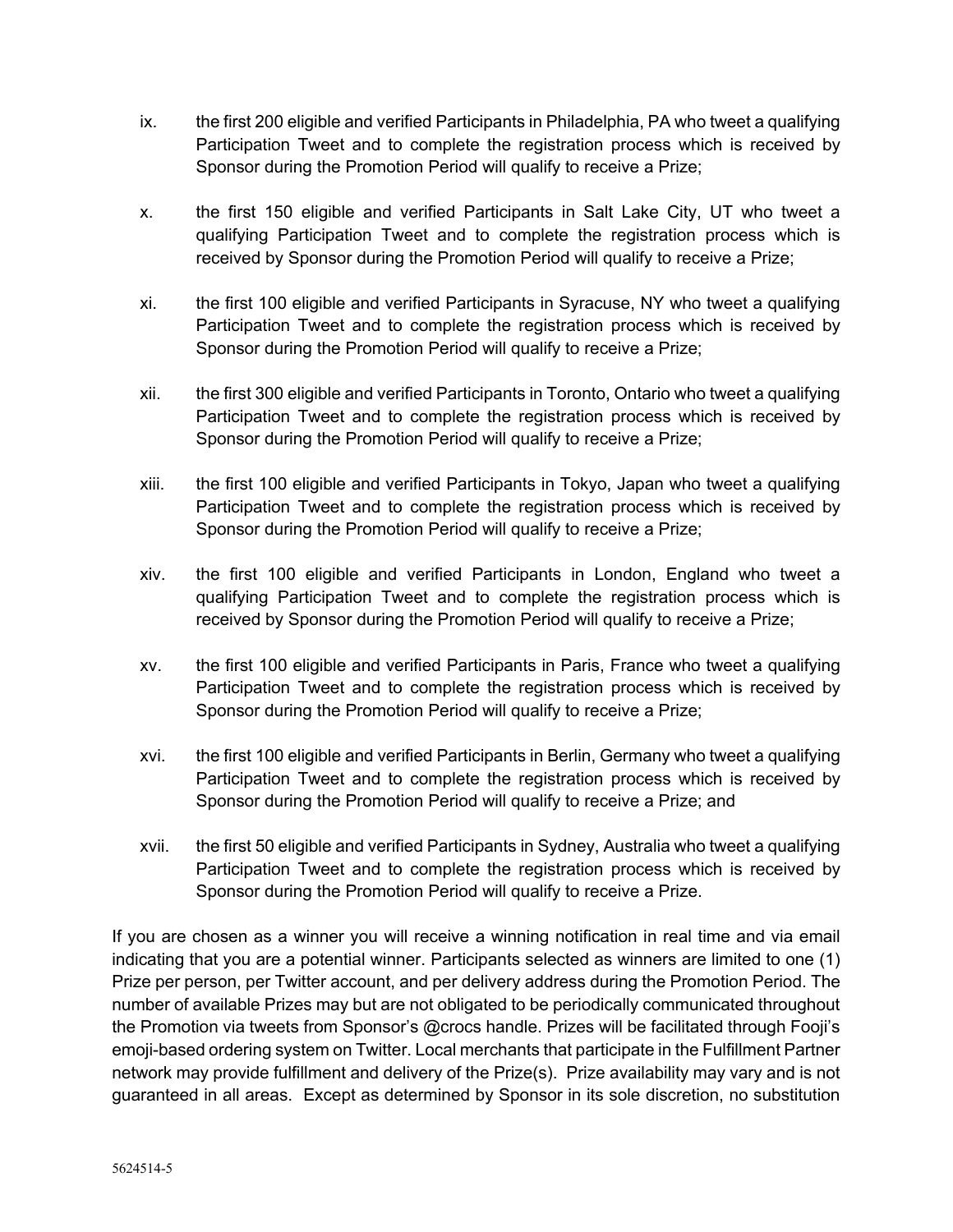ix. the first 200 eligible and verified Participants in Philadelphia, PA who tweet a qualifying Participation Tweet and to complete the registration process which is received by Sponsor during the Promotion Period will qualify to receive a Prize;

x. the first 150 eligible and verified Participants in Salt Lake City, UT who tweet a qualifying Participation Tweet and to complete the registration process which is received by Sponsor during the Promotion Period will qualify to receive a Prize;

xi. the first 100 eligible and verified Participants in Syracuse, NY who tweet a qualifying Participation Tweet and to complete the registration process which is received by Sponsor during the Promotion Period will qualify to receive a Prize;

xii. the first 300 eligible and verified Participants in Toronto, Ontario who tweet a qualifying Participation Tweet and to complete the registration process which is received by Sponsor during the Promotion Period will qualify to receive a Prize;

xiii. the first 100 eligible and verified Participants in Tokyo, Japan who tweet a qualifying Participation Tweet and to complete the registration process which is received by Sponsor during the Promotion Period will qualify to receive a Prize;

xiv. the first 100 eligible and verified Participants in London, England who tweet a qualifying Participation Tweet and to complete the registration process which is received by Sponsor during the Promotion Period will qualify to receive a Prize;

xv. the first 100 eligible and verified Participants in Paris, France who tweet a qualifying Participation Tweet and to complete the registration process which is received by Sponsor during the Promotion Period will qualify to receive a Prize;

xvi. the first 100 eligible and verified Participants in Berlin, Germany who tweet a qualifying Participation Tweet and to complete the registration process which is received by Sponsor during the Promotion Period will qualify to receive a Prize; and

xvii. the first 50 eligible and verified Participants in Sydney, Australia who tweet a qualifying Participation Tweet and to complete the registration process which is received by Sponsor during the Promotion Period will qualify to receive a Prize.

If you are chosen as a winner you will receive a winning notification in real time and via email indicating that you are a potential winner. Participants selected as winners are limited to one (1) Prize per person, per Twitter account, and per delivery address during the Promotion Period. The number of available Prizes may but are not obligated to be periodically communicated throughout the Promotion via tweets from Sponsor's @crocs handle. Prizes will be facilitated through Fooji's emoji-based ordering system on Twitter. Local merchants that participate in the Fulfillment Partner network may provide fulfillment and delivery of the Prize(s). Prize availability may vary and is not guaranteed in all areas. Except as determined by Sponsor in its sole discretion, no substitution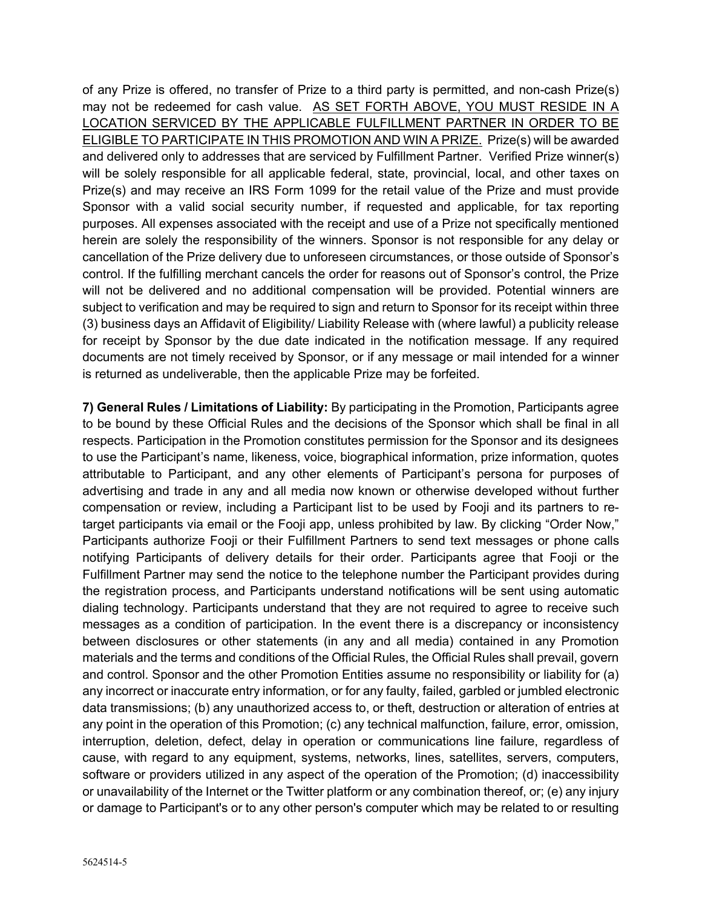of any Prize is offered, no transfer of Prize to a third party is permitted, and non-cash Prize(s) may not be redeemed for cash value. <u>AS SET FORTH ABOVE, YOU MUST RESIDE IN A LOCATION SERVICED BY THE APPLICABLE FULFILLMENT PARTNER IN ORDER TO BE ELIGIBLE TO PARTICIPATE IN THIS PROMOTION AND WIN A PRIZE.</u> Prize(s) will be awarded and delivered only to addresses that are serviced by Fulfillment Partner. Verified Prize winner(s) will be solely responsible for all applicable federal, state, provincial, local, and other taxes on Prize(s) and may receive an IRS Form 1099 for the retail value of the Prize and must provide Sponsor with a valid social security number, if requested and applicable, for tax reporting purposes. All expenses associated with the receipt and use of a Prize not specifically mentioned herein are solely the responsibility of the winners. Sponsor is not responsible for any delay or cancellation of the Prize delivery due to unforeseen circumstances, or those outside of Sponsor's control. If the fulfilling merchant cancels the order for reasons out of Sponsor's control, the Prize will not be delivered and no additional compensation will be provided. Potential winners are subject to verification and may be required to sign and return to Sponsor for its receipt within three (3) business days an Affidavit of Eligibility/ Liability Release with (where lawful) a publicity release for receipt by Sponsor by the due date indicated in the notification message. If any required documents are not timely received by Sponsor, or if any message or mail intended for a winner is returned as undeliverable, then the applicable Prize may be forfeited.

**7) General Rules / Limitations of Liability:** By participating in the Promotion, Participants agree to be bound by these Official Rules and the decisions of the Sponsor which shall be final in all respects. Participation in the Promotion constitutes permission for the Sponsor and its designees to use the Participant's name, likeness, voice, biographical information, prize information, quotes attributable to Participant, and any other elements of Participant's persona for purposes of advertising and trade in any and all media now known or otherwise developed without further compensation or review, including a Participant list to be used by Fooji and its partners to re-target participants via email or the Fooji app, unless prohibited by law. By clicking "Order Now," Participants authorize Fooji or their Fulfillment Partners to send text messages or phone calls notifying Participants of delivery details for their order. Participants agree that Fooji or the Fulfillment Partner may send the notice to the telephone number the Participant provides during the registration process, and Participants understand notifications will be sent using automatic dialing technology. Participants understand that they are not required to agree to receive such messages as a condition of participation. In the event there is a discrepancy or inconsistency between disclosures or other statements (in any and all media) contained in any Promotion materials and the terms and conditions of the Official Rules, the Official Rules shall prevail, govern and control. Sponsor and the other Promotion Entities assume no responsibility or liability for (a) any incorrect or inaccurate entry information, or for any faulty, failed, garbled or jumbled electronic data transmissions; (b) any unauthorized access to, or theft, destruction or alteration of entries at any point in the operation of this Promotion; (c) any technical malfunction, failure, error, omission, interruption, deletion, defect, delay in operation or communications line failure, regardless of cause, with regard to any equipment, systems, networks, lines, satellites, servers, computers, software or providers utilized in any aspect of the operation of the Promotion; (d) inaccessibility or unavailability of the Internet or the Twitter platform or any combination thereof, or; (e) any injury or damage to Participant's or to any other person's computer which may be related to or resulting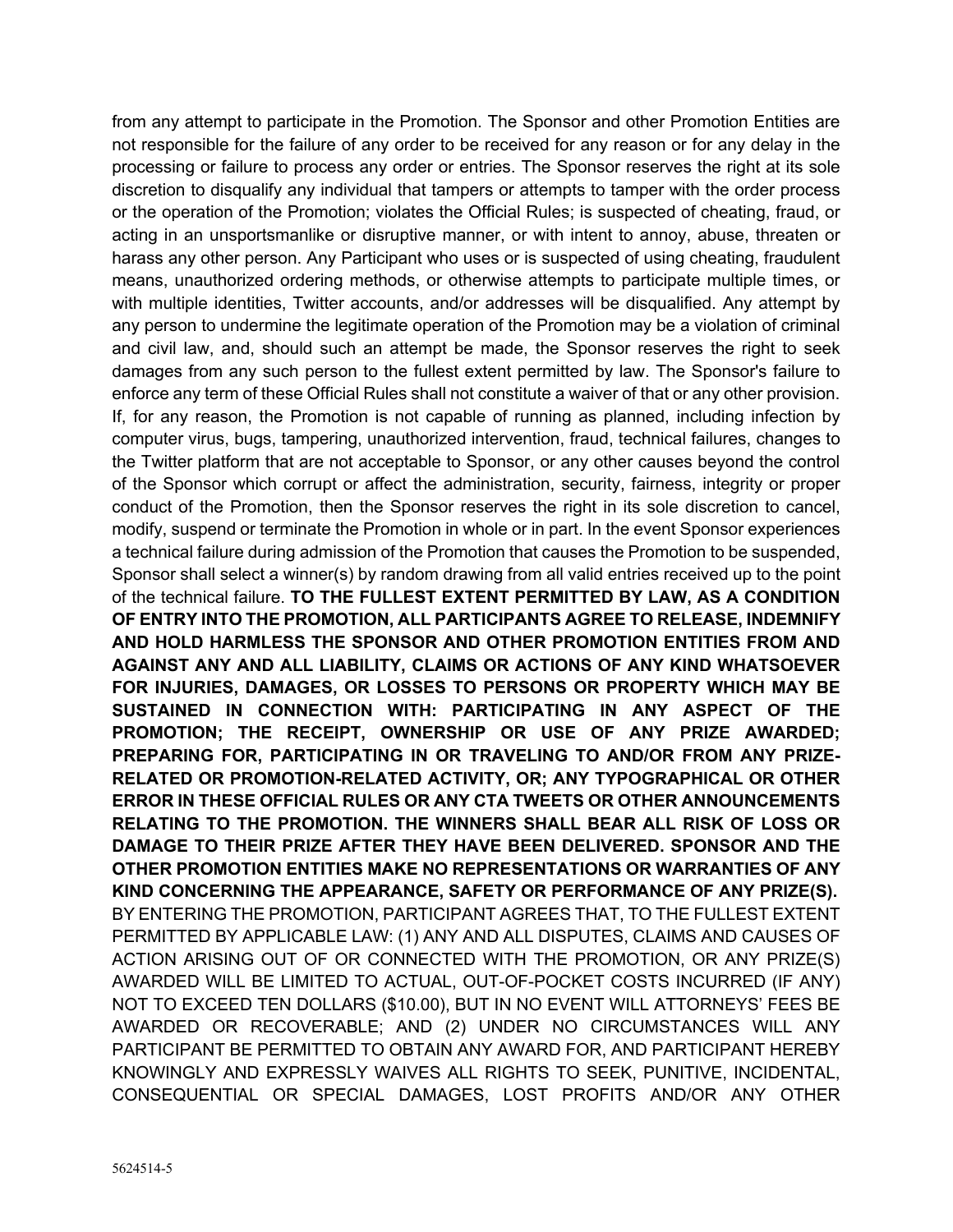from any attempt to participate in the Promotion. The Sponsor and other Promotion Entities are not responsible for the failure of any order to be received for any reason or for any delay in the processing or failure to process any order or entries. The Sponsor reserves the right at its sole discretion to disqualify any individual that tampers or attempts to tamper with the order process or the operation of the Promotion; violates the Official Rules; is suspected of cheating, fraud, or acting in an unsportsmanlike or disruptive manner, or with intent to annoy, abuse, threaten or harass any other person. Any Participant who uses or is suspected of using cheating, fraudulent means, unauthorized ordering methods, or otherwise attempts to participate multiple times, or with multiple identities, Twitter accounts, and/or addresses will be disqualified. Any attempt by any person to undermine the legitimate operation of the Promotion may be a violation of criminal and civil law, and, should such an attempt be made, the Sponsor reserves the right to seek damages from any such person to the fullest extent permitted by law. The Sponsor's failure to enforce any term of these Official Rules shall not constitute a waiver of that or any other provision. If, for any reason, the Promotion is not capable of running as planned, including infection by computer virus, bugs, tampering, unauthorized intervention, fraud, technical failures, changes to the Twitter platform that are not acceptable to Sponsor, or any other causes beyond the control of the Sponsor which corrupt or affect the administration, security, fairness, integrity or proper conduct of the Promotion, then the Sponsor reserves the right in its sole discretion to cancel, modify, suspend or terminate the Promotion in whole or in part. In the event Sponsor experiences a technical failure during admission of the Promotion that causes the Promotion to be suspended, Sponsor shall select a winner(s) by random drawing from all valid entries received up to the point of the technical failure. **TO THE FULLEST EXTENT PERMITTED BY LAW, AS A CONDITION OF ENTRY INTO THE PROMOTION, ALL PARTICIPANTS AGREE TO RELEASE, INDEMNIFY AND HOLD HARMLESS THE SPONSOR AND OTHER PROMOTION ENTITIES FROM AND AGAINST ANY AND ALL LIABILITY, CLAIMS OR ACTIONS OF ANY KIND WHATSOEVER FOR INJURIES, DAMAGES, OR LOSSES TO PERSONS OR PROPERTY WHICH MAY BE SUSTAINED IN CONNECTION WITH: PARTICIPATING IN ANY ASPECT OF THE PROMOTION; THE RECEIPT, OWNERSHIP OR USE OF ANY PRIZE AWARDED; PREPARING FOR, PARTICIPATING IN OR TRAVELING TO AND/OR FROM ANY PRIZE-RELATED OR PROMOTION-RELATED ACTIVITY, OR; ANY TYPOGRAPHICAL OR OTHER ERROR IN THESE OFFICIAL RULES OR ANY CTA TWEETS OR OTHER ANNOUNCEMENTS RELATING TO THE PROMOTION. THE WINNERS SHALL BEAR ALL RISK OF LOSS OR DAMAGE TO THEIR PRIZE AFTER THEY HAVE BEEN DELIVERED. SPONSOR AND THE OTHER PROMOTION ENTITIES MAKE NO REPRESENTATIONS OR WARRANTIES OF ANY KIND CONCERNING THE APPEARANCE, SAFETY OR PERFORMANCE OF ANY PRIZE(S).** BY ENTERING THE PROMOTION, PARTICIPANT AGREES THAT, TO THE FULLEST EXTENT PERMITTED BY APPLICABLE LAW: (1) ANY AND ALL DISPUTES, CLAIMS AND CAUSES OF ACTION ARISING OUT OF OR CONNECTED WITH THE PROMOTION, OR ANY PRIZE(S) AWARDED WILL BE LIMITED TO ACTUAL, OUT-OF-POCKET COSTS INCURRED (IF ANY) NOT TO EXCEED TEN DOLLARS ($10.00), BUT IN NO EVENT WILL ATTORNEYS' FEES BE AWARDED OR RECOVERABLE; AND (2) UNDER NO CIRCUMSTANCES WILL ANY PARTICIPANT BE PERMITTED TO OBTAIN ANY AWARD FOR, AND PARTICIPANT HEREBY KNOWINGLY AND EXPRESSLY WAIVES ALL RIGHTS TO SEEK, PUNITIVE, INCIDENTAL, CONSEQUENTIAL OR SPECIAL DAMAGES, LOST PROFITS AND/OR ANY OTHER

5624514-5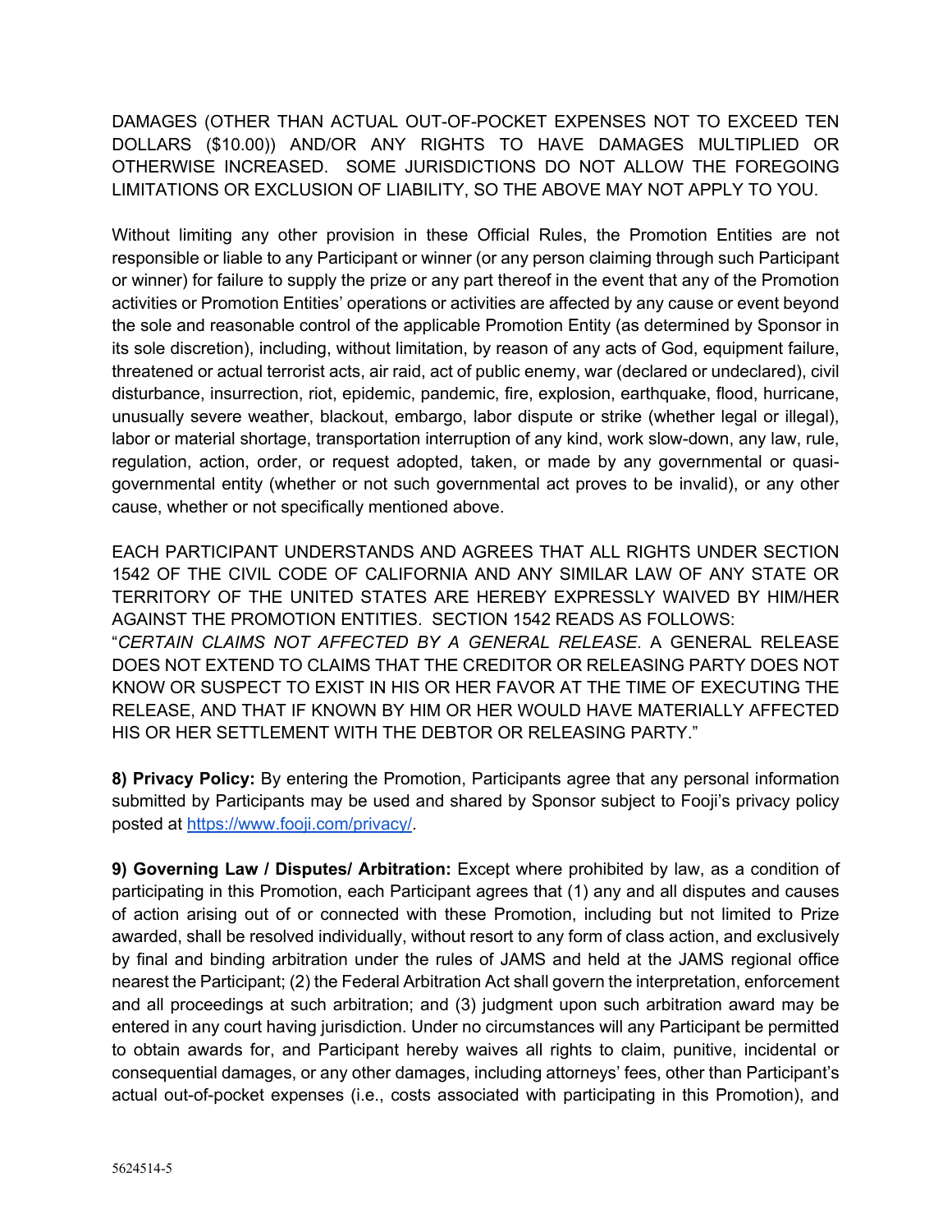DAMAGES (OTHER THAN ACTUAL OUT-OF-POCKET EXPENSES NOT TO EXCEED TEN DOLLARS ($10.00)) AND/OR ANY RIGHTS TO HAVE DAMAGES MULTIPLIED OR OTHERWISE INCREASED. SOME JURISDICTIONS DO NOT ALLOW THE FOREGOING LIMITATIONS OR EXCLUSION OF LIABILITY, SO THE ABOVE MAY NOT APPLY TO YOU.

Without limiting any other provision in these Official Rules, the Promotion Entities are not responsible or liable to any Participant or winner (or any person claiming through such Participant or winner) for failure to supply the prize or any part thereof in the event that any of the Promotion activities or Promotion Entities' operations or activities are affected by any cause or event beyond the sole and reasonable control of the applicable Promotion Entity (as determined by Sponsor in its sole discretion), including, without limitation, by reason of any acts of God, equipment failure, threatened or actual terrorist acts, air raid, act of public enemy, war (declared or undeclared), civil disturbance, insurrection, riot, epidemic, pandemic, fire, explosion, earthquake, flood, hurricane, unusually severe weather, blackout, embargo, labor dispute or strike (whether legal or illegal), labor or material shortage, transportation interruption of any kind, work slow-down, any law, rule, regulation, action, order, or request adopted, taken, or made by any governmental or quasi-governmental entity (whether or not such governmental act proves to be invalid), or any other cause, whether or not specifically mentioned above.

EACH PARTICIPANT UNDERSTANDS AND AGREES THAT ALL RIGHTS UNDER SECTION 1542 OF THE CIVIL CODE OF CALIFORNIA AND ANY SIMILAR LAW OF ANY STATE OR TERRITORY OF THE UNITED STATES ARE HEREBY EXPRESSLY WAIVED BY HIM/HER AGAINST THE PROMOTION ENTITIES. SECTION 1542 READS AS FOLLOWS: "*CERTAIN CLAIMS NOT AFFECTED BY A GENERAL RELEASE*. A GENERAL RELEASE DOES NOT EXTEND TO CLAIMS THAT THE CREDITOR OR RELEASING PARTY DOES NOT KNOW OR SUSPECT TO EXIST IN HIS OR HER FAVOR AT THE TIME OF EXECUTING THE RELEASE, AND THAT IF KNOWN BY HIM OR HER WOULD HAVE MATERIALLY AFFECTED HIS OR HER SETTLEMENT WITH THE DEBTOR OR RELEASING PARTY."

**8) Privacy Policy:** By entering the Promotion, Participants agree that any personal information submitted by Participants may be used and shared by Sponsor subject to Fooji's privacy policy posted at [https://www.fooji.com/privacy/](https://www.fooji.com/privacy/).

**9) Governing Law / Disputes/ Arbitration:** Except where prohibited by law, as a condition of participating in this Promotion, each Participant agrees that (1) any and all disputes and causes of action arising out of or connected with these Promotion, including but not limited to Prize awarded, shall be resolved individually, without resort to any form of class action, and exclusively by final and binding arbitration under the rules of JAMS and held at the JAMS regional office nearest the Participant; (2) the Federal Arbitration Act shall govern the interpretation, enforcement and all proceedings at such arbitration; and (3) judgment upon such arbitration award may be entered in any court having jurisdiction. Under no circumstances will any Participant be permitted to obtain awards for, and Participant hereby waives all rights to claim, punitive, incidental or consequential damages, or any other damages, including attorneys' fees, other than Participant's actual out-of-pocket expenses (i.e., costs associated with participating in this Promotion), and

5624514-5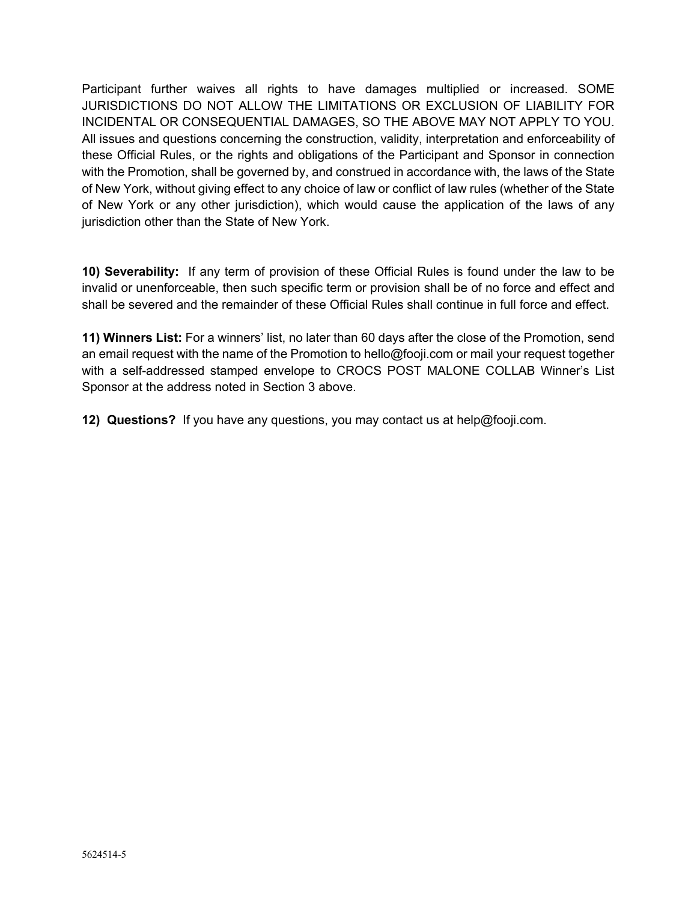Participant further waives all rights to have damages multiplied or increased. SOME JURISDICTIONS DO NOT ALLOW THE LIMITATIONS OR EXCLUSION OF LIABILITY FOR INCIDENTAL OR CONSEQUENTIAL DAMAGES, SO THE ABOVE MAY NOT APPLY TO YOU. All issues and questions concerning the construction, validity, interpretation and enforceability of these Official Rules, or the rights and obligations of the Participant and Sponsor in connection with the Promotion, shall be governed by, and construed in accordance with, the laws of the State of New York, without giving effect to any choice of law or conflict of law rules (whether of the State of New York or any other jurisdiction), which would cause the application of the laws of any jurisdiction other than the State of New York.

**10) Severability:** If any term of provision of these Official Rules is found under the law to be invalid or unenforceable, then such specific term or provision shall be of no force and effect and shall be severed and the remainder of these Official Rules shall continue in full force and effect.

**11) Winners List:** For a winners' list, no later than 60 days after the close of the Promotion, send an email request with the name of the Promotion to hello@fooji.com or mail your request together with a self-addressed stamped envelope to CROCS POST MALONE COLLAB Winner's List Sponsor at the address noted in Section 3 above.

**12) Questions?** If you have any questions, you may contact us at help@fooji.com.

5624514-5